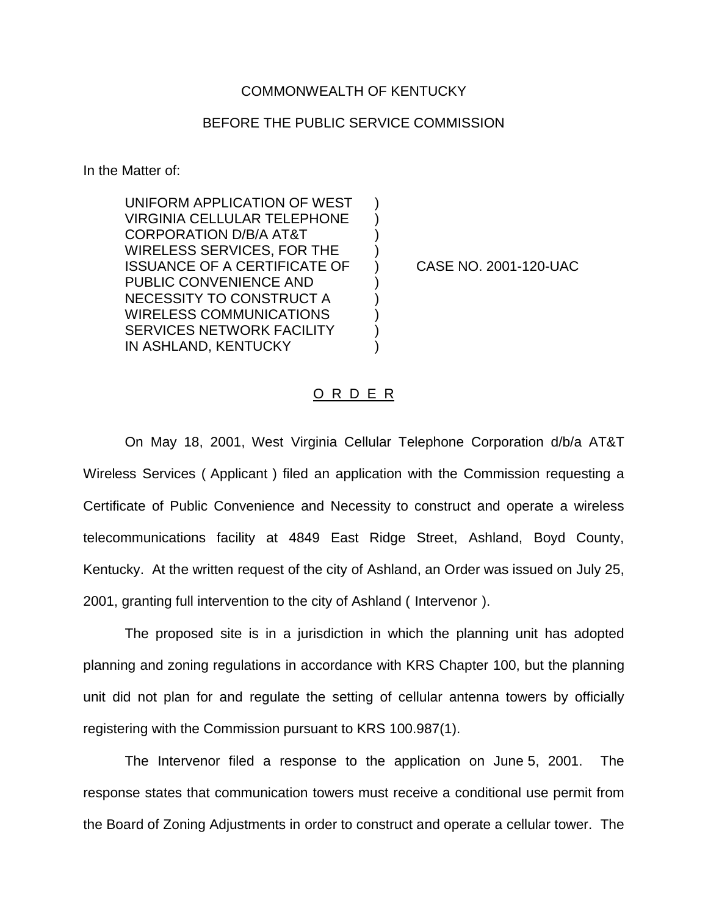COMMONWEALTH OF KENTUCKY

BEFORE THE PUBLIC SERVICE COMMISSION

In the Matter of:

| | | |
|---|---|---|
| UNIFORM APPLICATION OF WEST VIRGINIA CELLULAR TELEPHONE CORPORATION D/B/A AT&T WIRELESS SERVICES, FOR THE ISSUANCE OF A CERTIFICATE OF PUBLIC CONVENIENCE AND NECESSITY TO CONSTRUCT A WIRELESS COMMUNICATIONS SERVICES NETWORK FACILITY IN ASHLAND, KENTUCKY | ) | CASE NO. 2001-120-UAC |

O R D E R

On May 18, 2001, West Virginia Cellular Telephone Corporation d/b/a AT&T Wireless Services ( Applicant ) filed an application with the Commission requesting a Certificate of Public Convenience and Necessity to construct and operate a wireless telecommunications facility at 4849 East Ridge Street, Ashland, Boyd County, Kentucky. At the written request of the city of Ashland, an Order was issued on July 25, 2001, granting full intervention to the city of Ashland ( Intervenor ).

The proposed site is in a jurisdiction in which the planning unit has adopted planning and zoning regulations in accordance with KRS Chapter 100, but the planning unit did not plan for and regulate the setting of cellular antenna towers by officially registering with the Commission pursuant to KRS 100.987(1).

The Intervenor filed a response to the application on June 5, 2001. The response states that communication towers must receive a conditional use permit from the Board of Zoning Adjustments in order to construct and operate a cellular tower. The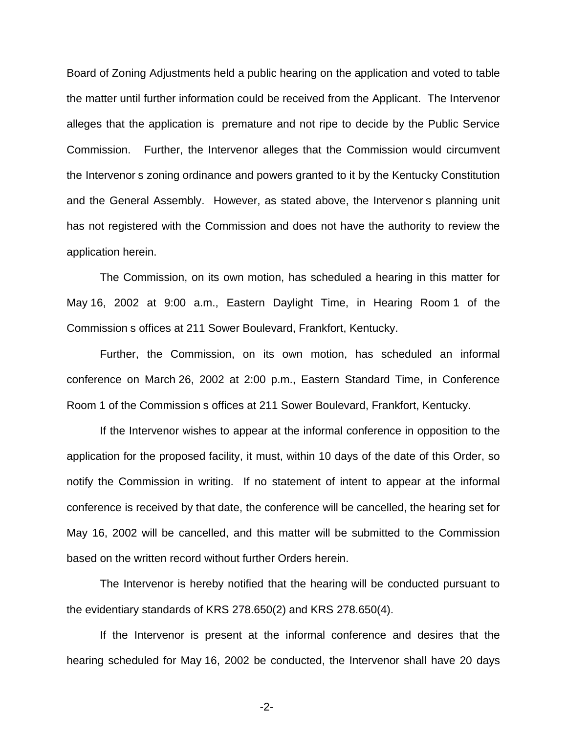Board of Zoning Adjustments held a public hearing on the application and voted to table the matter until further information could be received from the Applicant. The Intervenor alleges that the application is premature and not ripe to decide by the Public Service Commission. Further, the Intervenor alleges that the Commission would circumvent the Intervenor s zoning ordinance and powers granted to it by the Kentucky Constitution and the General Assembly. However, as stated above, the Intervenor s planning unit has not registered with the Commission and does not have the authority to review the application herein.

The Commission, on its own motion, has scheduled a hearing in this matter for May 16, 2002 at 9:00 a.m., Eastern Daylight Time, in Hearing Room 1 of the Commission s offices at 211 Sower Boulevard, Frankfort, Kentucky.

Further, the Commission, on its own motion, has scheduled an informal conference on March 26, 2002 at 2:00 p.m., Eastern Standard Time, in Conference Room 1 of the Commission s offices at 211 Sower Boulevard, Frankfort, Kentucky.

If the Intervenor wishes to appear at the informal conference in opposition to the application for the proposed facility, it must, within 10 days of the date of this Order, so notify the Commission in writing. If no statement of intent to appear at the informal conference is received by that date, the conference will be cancelled, the hearing set for May 16, 2002 will be cancelled, and this matter will be submitted to the Commission based on the written record without further Orders herein.

The Intervenor is hereby notified that the hearing will be conducted pursuant to the evidentiary standards of KRS 278.650(2) and KRS 278.650(4).

If the Intervenor is present at the informal conference and desires that the hearing scheduled for May 16, 2002 be conducted, the Intervenor shall have 20 days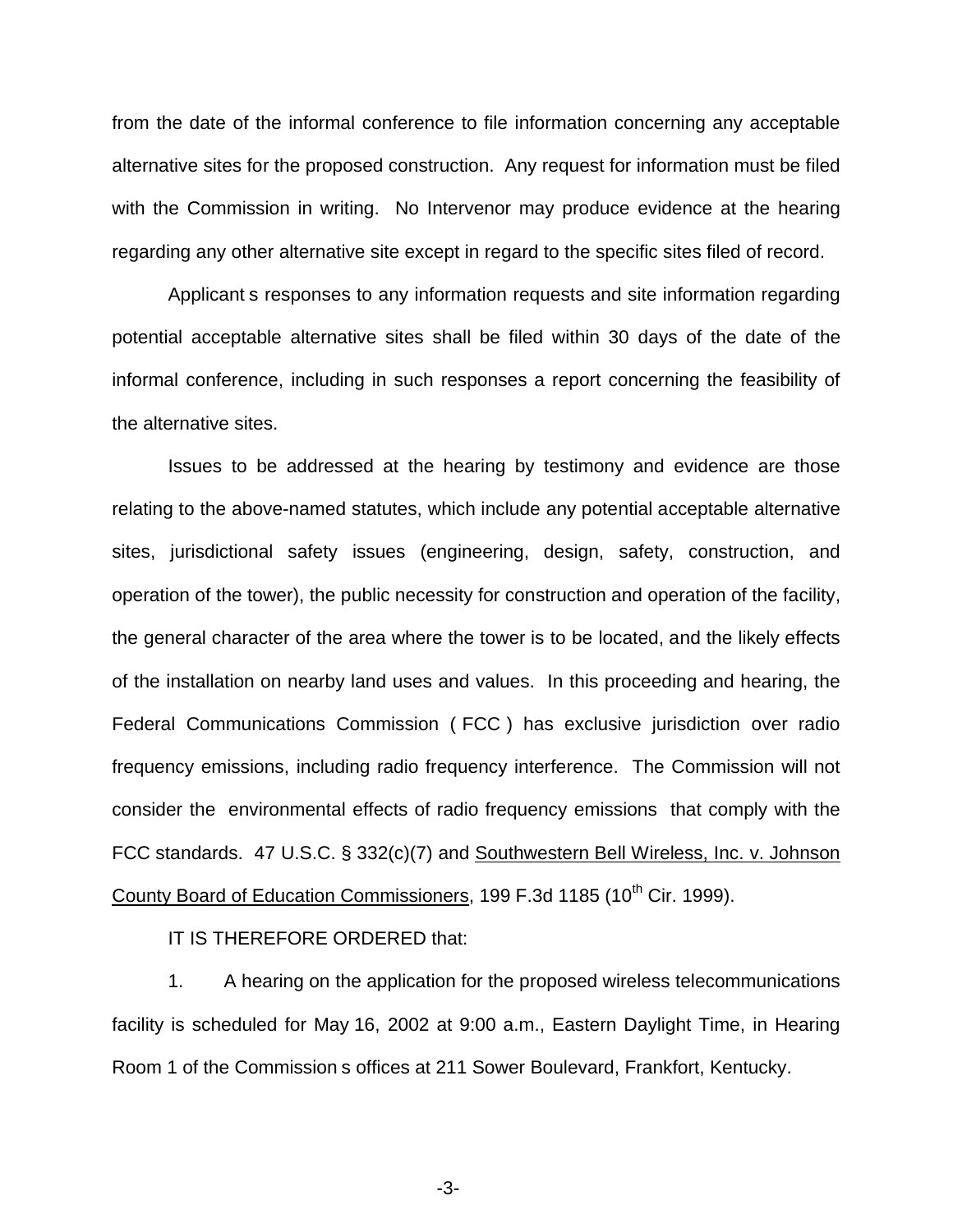from the date of the informal conference to file information concerning any acceptable alternative sites for the proposed construction. Any request for information must be filed with the Commission in writing. No Intervenor may produce evidence at the hearing regarding any other alternative site except in regard to the specific sites filed of record.

Applicant s responses to any information requests and site information regarding potential acceptable alternative sites shall be filed within 30 days of the date of the informal conference, including in such responses a report concerning the feasibility of the alternative sites.

Issues to be addressed at the hearing by testimony and evidence are those relating to the above-named statutes, which include any potential acceptable alternative sites, jurisdictional safety issues (engineering, design, safety, construction, and operation of the tower), the public necessity for construction and operation of the facility, the general character of the area where the tower is to be located, and the likely effects of the installation on nearby land uses and values. In this proceeding and hearing, the Federal Communications Commission ( FCC ) has exclusive jurisdiction over radio frequency emissions, including radio frequency interference. The Commission will not consider the environmental effects of radio frequency emissions that comply with the FCC standards. 47 U.S.C. § 332(c)(7) and Southwestern Bell Wireless, Inc. v. Johnson County Board of Education Commissioners, 199 F.3d 1185 (10th Cir. 1999).

IT IS THEREFORE ORDERED that:

1. A hearing on the application for the proposed wireless telecommunications facility is scheduled for May 16, 2002 at 9:00 a.m., Eastern Daylight Time, in Hearing Room 1 of the Commission s offices at 211 Sower Boulevard, Frankfort, Kentucky.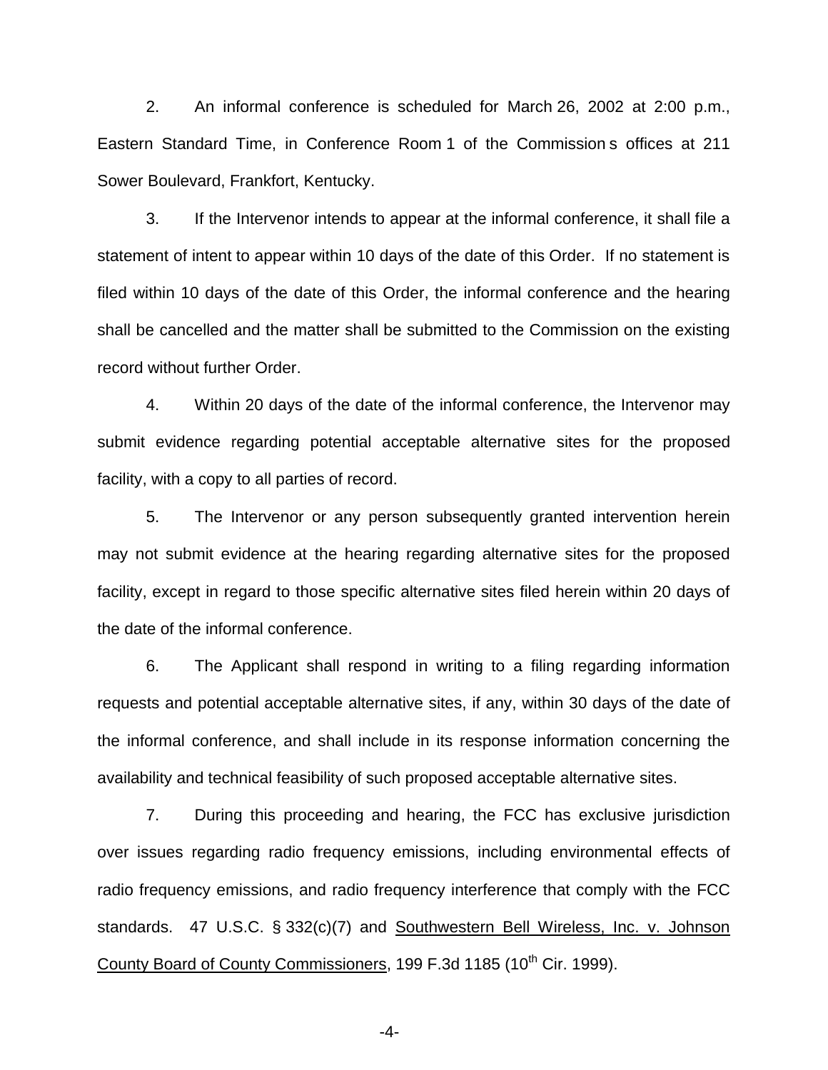2. An informal conference is scheduled for March 26, 2002 at 2:00 p.m., Eastern Standard Time, in Conference Room 1 of the Commission s offices at 211 Sower Boulevard, Frankfort, Kentucky.

3. If the Intervenor intends to appear at the informal conference, it shall file a statement of intent to appear within 10 days of the date of this Order. If no statement is filed within 10 days of the date of this Order, the informal conference and the hearing shall be cancelled and the matter shall be submitted to the Commission on the existing record without further Order.

4. Within 20 days of the date of the informal conference, the Intervenor may submit evidence regarding potential acceptable alternative sites for the proposed facility, with a copy to all parties of record.

5. The Intervenor or any person subsequently granted intervention herein may not submit evidence at the hearing regarding alternative sites for the proposed facility, except in regard to those specific alternative sites filed herein within 20 days of the date of the informal conference.

6. The Applicant shall respond in writing to a filing regarding information requests and potential acceptable alternative sites, if any, within 30 days of the date of the informal conference, and shall include in its response information concerning the availability and technical feasibility of such proposed acceptable alternative sites.

7. During this proceeding and hearing, the FCC has exclusive jurisdiction over issues regarding radio frequency emissions, including environmental effects of radio frequency emissions, and radio frequency interference that comply with the FCC standards. 47 U.S.C. § 332(c)(7) and Southwestern Bell Wireless, Inc. v. Johnson County Board of County Commissioners, 199 F.3d 1185 (10th Cir. 1999).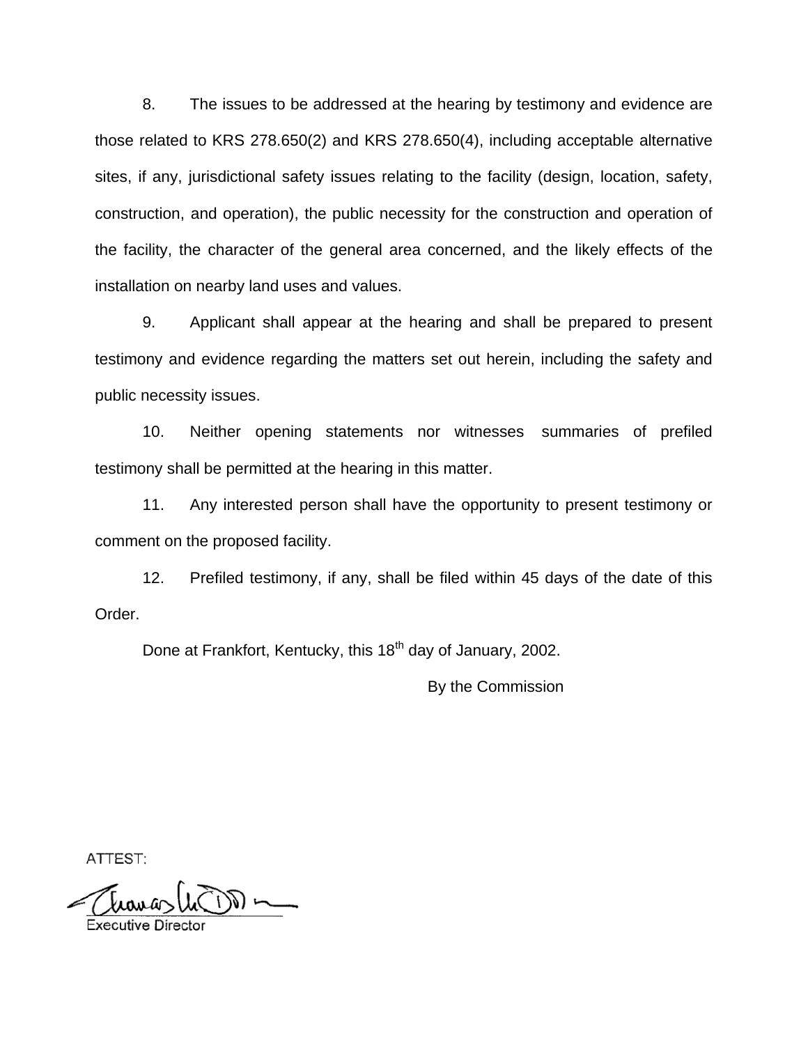8. The issues to be addressed at the hearing by testimony and evidence are those related to KRS 278.650(2) and KRS 278.650(4), including acceptable alternative sites, if any, jurisdictional safety issues relating to the facility (design, location, safety, construction, and operation), the public necessity for the construction and operation of the facility, the character of the general area concerned, and the likely effects of the installation on nearby land uses and values.

9. Applicant shall appear at the hearing and shall be prepared to present testimony and evidence regarding the matters set out herein, including the safety and public necessity issues.

10. Neither opening statements nor witnesses summaries of prefiled testimony shall be permitted at the hearing in this matter.

11. Any interested person shall have the opportunity to present testimony or comment on the proposed facility.

12. Prefiled testimony, if any, shall be filed within 45 days of the date of this Order.

Done at Frankfort, Kentucky, this 18th day of January, 2002.

By the Commission

ATTEST:

Executive Director